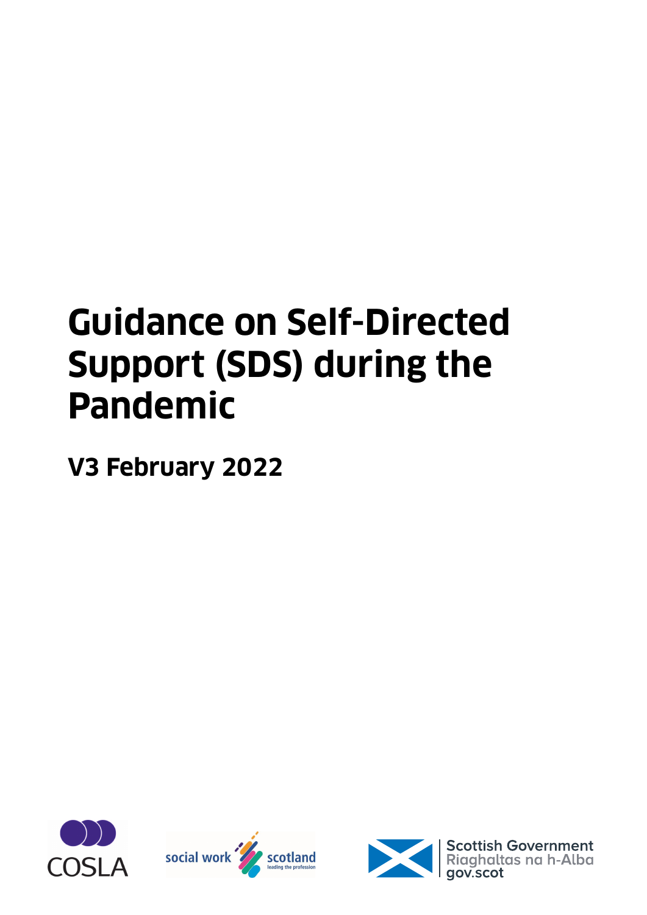# Guidance on Self-Directed Support (SDS) during the Pandemic

## V3 February 2022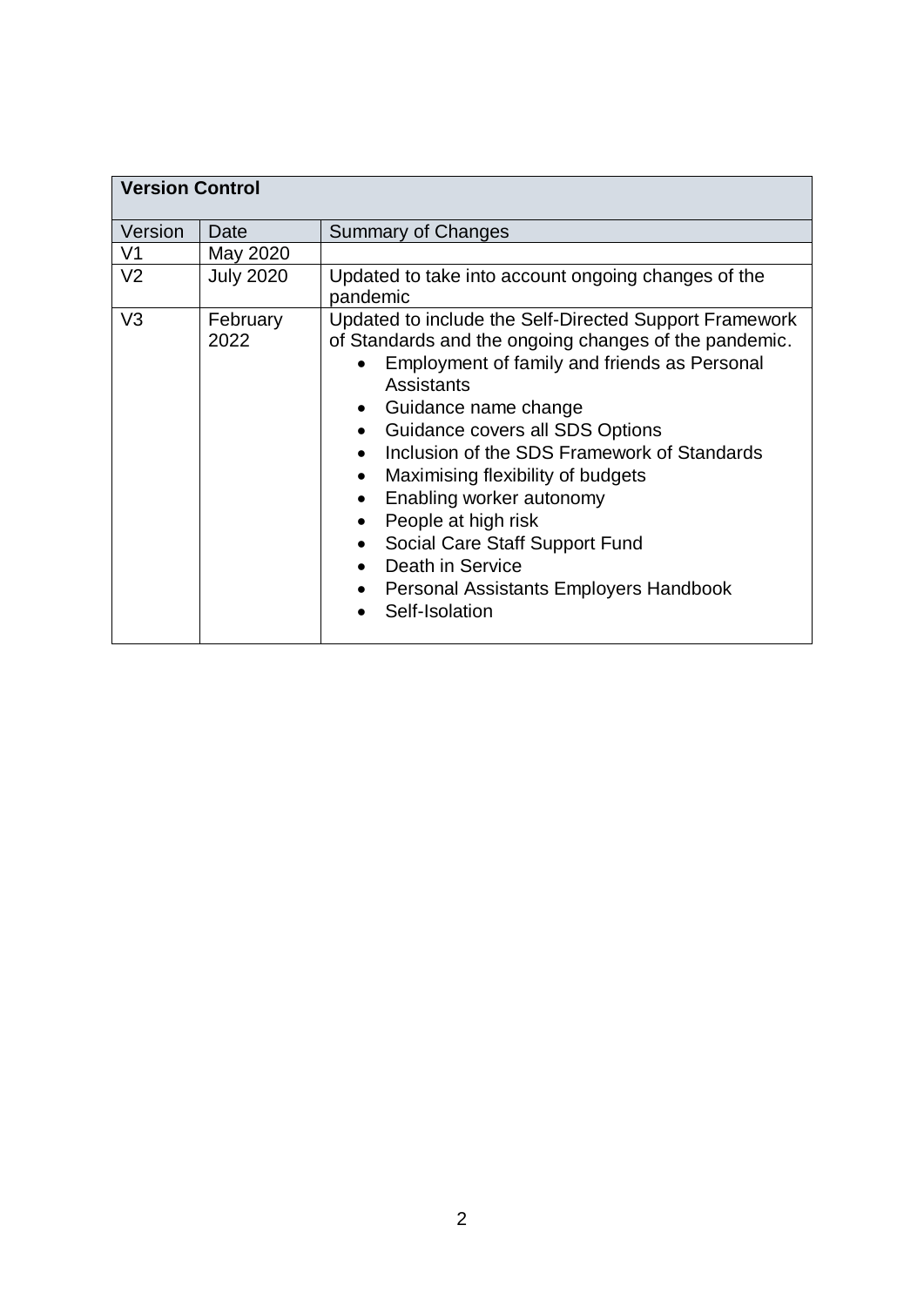| Version Control | | |
|---|---|---|
| Version | Date | Summary of Changes |
| V1 | May 2020 | |
| V2 | July 2020 | Updated to take into account ongoing changes of the pandemic |
| V3 | February 2022 | Updated to include the Self-Directed Support Framework of Standards and the ongoing changes of the pandemic.<br>• Employment of family and friends as Personal Assistants<br>• Guidance name change<br>• Guidance covers all SDS Options<br>• Inclusion of the SDS Framework of Standards<br>• Maximising flexibility of budgets<br>• Enabling worker autonomy<br>• People at high risk<br>• Social Care Staff Support Fund<br>• Death in Service<br>• Personal Assistants Employers Handbook<br>• Self-Isolation |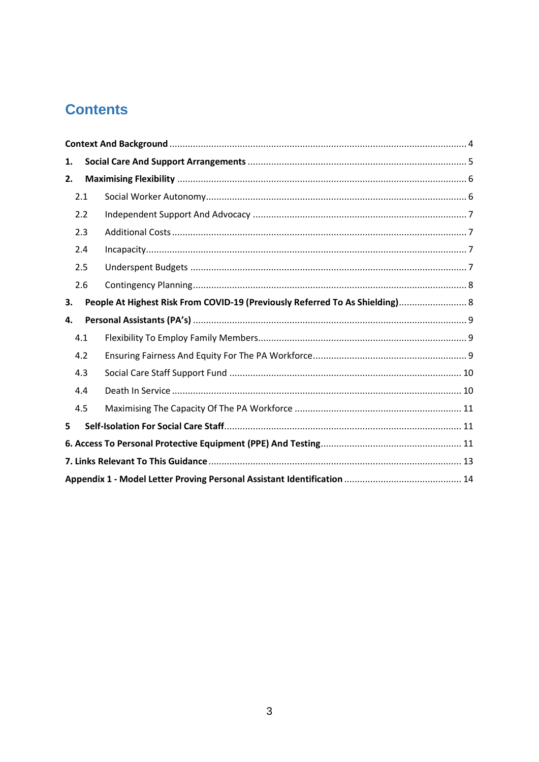# Contents

**Context And Background** ........ 4

**1. Social Care And Support Arrangements** ........ 5

**2. Maximising Flexibility** ........ 6

- 2.1 Social Worker Autonomy ........ 6
- 2.2 Independent Support And Advocacy ........ 7
- 2.3 Additional Costs ........ 7
- 2.4 Incapacity ........ 7
- 2.5 Underspent Budgets ........ 7
- 2.6 Contingency Planning ........ 8

**3. People At Highest Risk From COVID-19 (Previously Referred To As Shielding)** ........ 8

**4. Personal Assistants (PA's)** ........ 9

- 4.1 Flexibility To Employ Family Members ........ 9
- 4.2 Ensuring Fairness And Equity For The PA Workforce ........ 9
- 4.3 Social Care Staff Support Fund ........ 10
- 4.4 Death In Service ........ 10
- 4.5 Maximising The Capacity Of The PA Workforce ........ 11

**5 Self-Isolation For Social Care Staff** ........ 11

**6. Access To Personal Protective Equipment (PPE) And Testing** ........ 11

**7. Links Relevant To This Guidance** ........ 13

**Appendix 1 - Model Letter Proving Personal Assistant Identification** ........ 14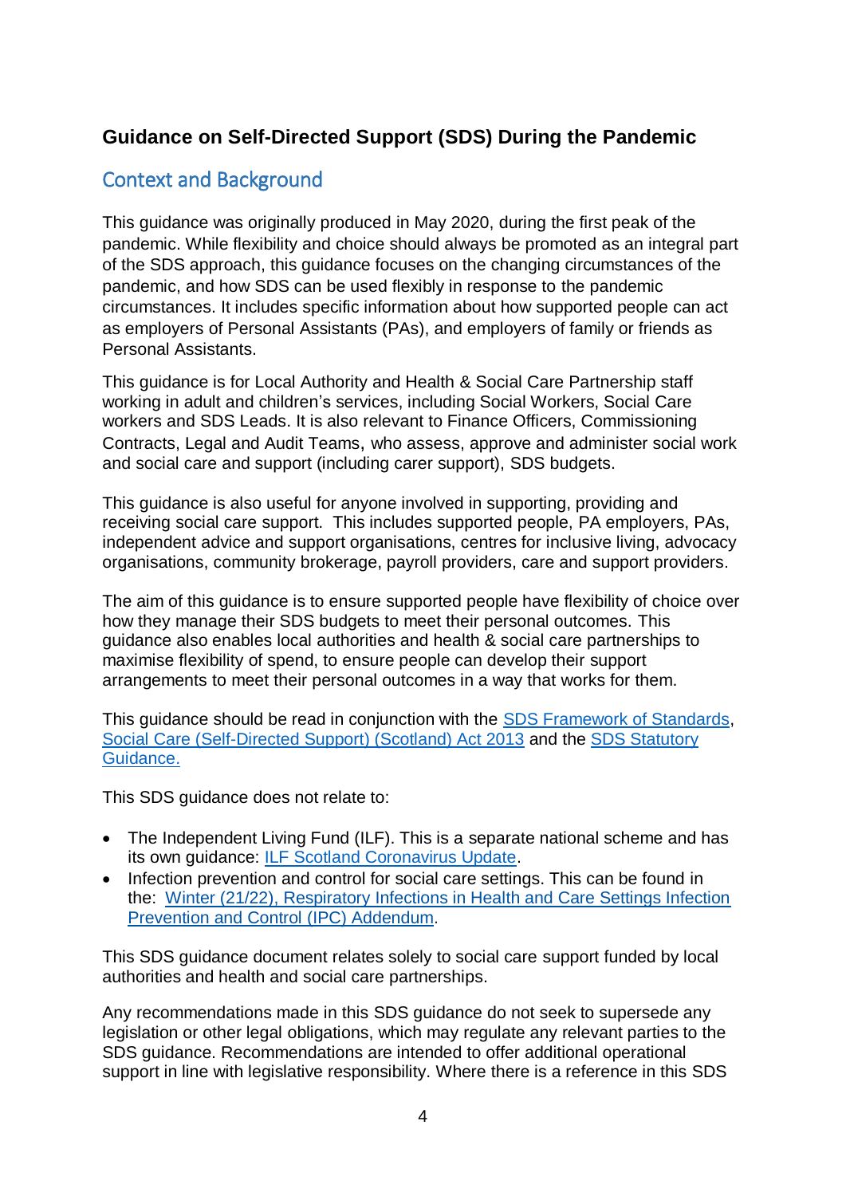# Guidance on Self-Directed Support (SDS) During the Pandemic

## Context and Background

This guidance was originally produced in May 2020, during the first peak of the pandemic. While flexibility and choice should always be promoted as an integral part of the SDS approach, this guidance focuses on the changing circumstances of the pandemic, and how SDS can be used flexibly in response to the pandemic circumstances. It includes specific information about how supported people can act as employers of Personal Assistants (PAs), and employers of family or friends as Personal Assistants.

This guidance is for Local Authority and Health & Social Care Partnership staff working in adult and children's services, including Social Workers, Social Care workers and SDS Leads. It is also relevant to Finance Officers, Commissioning Contracts, Legal and Audit Teams, who assess, approve and administer social work and social care and support (including carer support), SDS budgets.

This guidance is also useful for anyone involved in supporting, providing and receiving social care support. This includes supported people, PA employers, PAs, independent advice and support organisations, centres for inclusive living, advocacy organisations, community brokerage, payroll providers, care and support providers.

The aim of this guidance is to ensure supported people have flexibility of choice over how they manage their SDS budgets to meet their personal outcomes. This guidance also enables local authorities and health & social care partnerships to maximise flexibility of spend, to ensure people can develop their support arrangements to meet their personal outcomes in a way that works for them.

This guidance should be read in conjunction with the SDS Framework of Standards, Social Care (Self-Directed Support) (Scotland) Act 2013 and the SDS Statutory Guidance.

This SDS guidance does not relate to:

- The Independent Living Fund (ILF). This is a separate national scheme and has its own guidance: ILF Scotland Coronavirus Update.
- Infection prevention and control for social care settings. This can be found in the: Winter (21/22), Respiratory Infections in Health and Care Settings Infection Prevention and Control (IPC) Addendum.

This SDS guidance document relates solely to social care support funded by local authorities and health and social care partnerships.

Any recommendations made in this SDS guidance do not seek to supersede any legislation or other legal obligations, which may regulate any relevant parties to the SDS guidance. Recommendations are intended to offer additional operational support in line with legislative responsibility. Where there is a reference in this SDS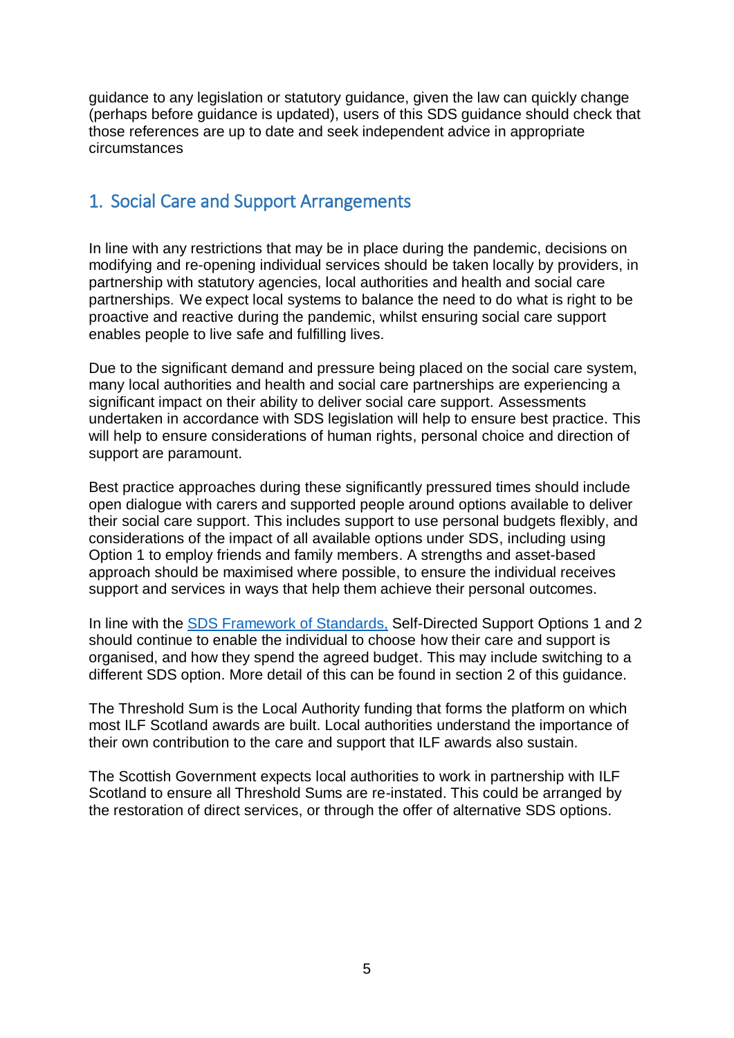guidance to any legislation or statutory guidance, given the law can quickly change (perhaps before guidance is updated), users of this SDS guidance should check that those references are up to date and seek independent advice in appropriate circumstances

## 1. Social Care and Support Arrangements

In line with any restrictions that may be in place during the pandemic, decisions on modifying and re-opening individual services should be taken locally by providers, in partnership with statutory agencies, local authorities and health and social care partnerships. We expect local systems to balance the need to do what is right to be proactive and reactive during the pandemic, whilst ensuring social care support enables people to live safe and fulfilling lives.

Due to the significant demand and pressure being placed on the social care system, many local authorities and health and social care partnerships are experiencing a significant impact on their ability to deliver social care support. Assessments undertaken in accordance with SDS legislation will help to ensure best practice. This will help to ensure considerations of human rights, personal choice and direction of support are paramount.

Best practice approaches during these significantly pressured times should include open dialogue with carers and supported people around options available to deliver their social care support. This includes support to use personal budgets flexibly, and considerations of the impact of all available options under SDS, including using Option 1 to employ friends and family members. A strengths and asset-based approach should be maximised where possible, to ensure the individual receives support and services in ways that help them achieve their personal outcomes.

In line with the [SDS Framework of Standards,](#) Self-Directed Support Options 1 and 2 should continue to enable the individual to choose how their care and support is organised, and how they spend the agreed budget. This may include switching to a different SDS option. More detail of this can be found in section 2 of this guidance.

The Threshold Sum is the Local Authority funding that forms the platform on which most ILF Scotland awards are built. Local authorities understand the importance of their own contribution to the care and support that ILF awards also sustain.

The Scottish Government expects local authorities to work in partnership with ILF Scotland to ensure all Threshold Sums are re-instated. This could be arranged by the restoration of direct services, or through the offer of alternative SDS options.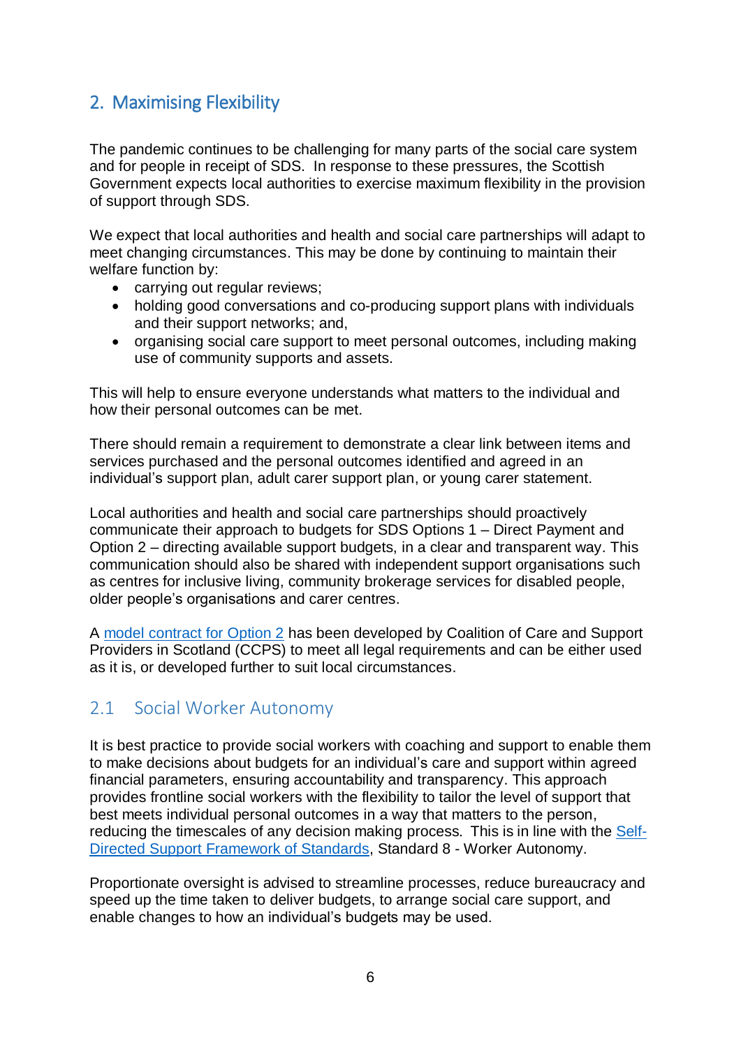## 2. Maximising Flexibility

The pandemic continues to be challenging for many parts of the social care system and for people in receipt of SDS. In response to these pressures, the Scottish Government expects local authorities to exercise maximum flexibility in the provision of support through SDS.

We expect that local authorities and health and social care partnerships will adapt to meet changing circumstances. This may be done by continuing to maintain their welfare function by:

- carrying out regular reviews;
- holding good conversations and co-producing support plans with individuals and their support networks; and,
- organising social care support to meet personal outcomes, including making use of community supports and assets.

This will help to ensure everyone understands what matters to the individual and how their personal outcomes can be met.

There should remain a requirement to demonstrate a clear link between items and services purchased and the personal outcomes identified and agreed in an individual's support plan, adult carer support plan, or young carer statement.

Local authorities and health and social care partnerships should proactively communicate their approach to budgets for SDS Options 1 – Direct Payment and Option 2 – directing available support budgets, in a clear and transparent way. This communication should also be shared with independent support organisations such as centres for inclusive living, community brokerage services for disabled people, older people's organisations and carer centres.

A model contract for Option 2 has been developed by Coalition of Care and Support Providers in Scotland (CCPS) to meet all legal requirements and can be either used as it is, or developed further to suit local circumstances.

### 2.1 Social Worker Autonomy

It is best practice to provide social workers with coaching and support to enable them to make decisions about budgets for an individual's care and support within agreed financial parameters, ensuring accountability and transparency. This approach provides frontline social workers with the flexibility to tailor the level of support that best meets individual personal outcomes in a way that matters to the person, reducing the timescales of any decision making process. This is in line with the Self-Directed Support Framework of Standards, Standard 8 - Worker Autonomy.

Proportionate oversight is advised to streamline processes, reduce bureaucracy and speed up the time taken to deliver budgets, to arrange social care support, and enable changes to how an individual's budgets may be used.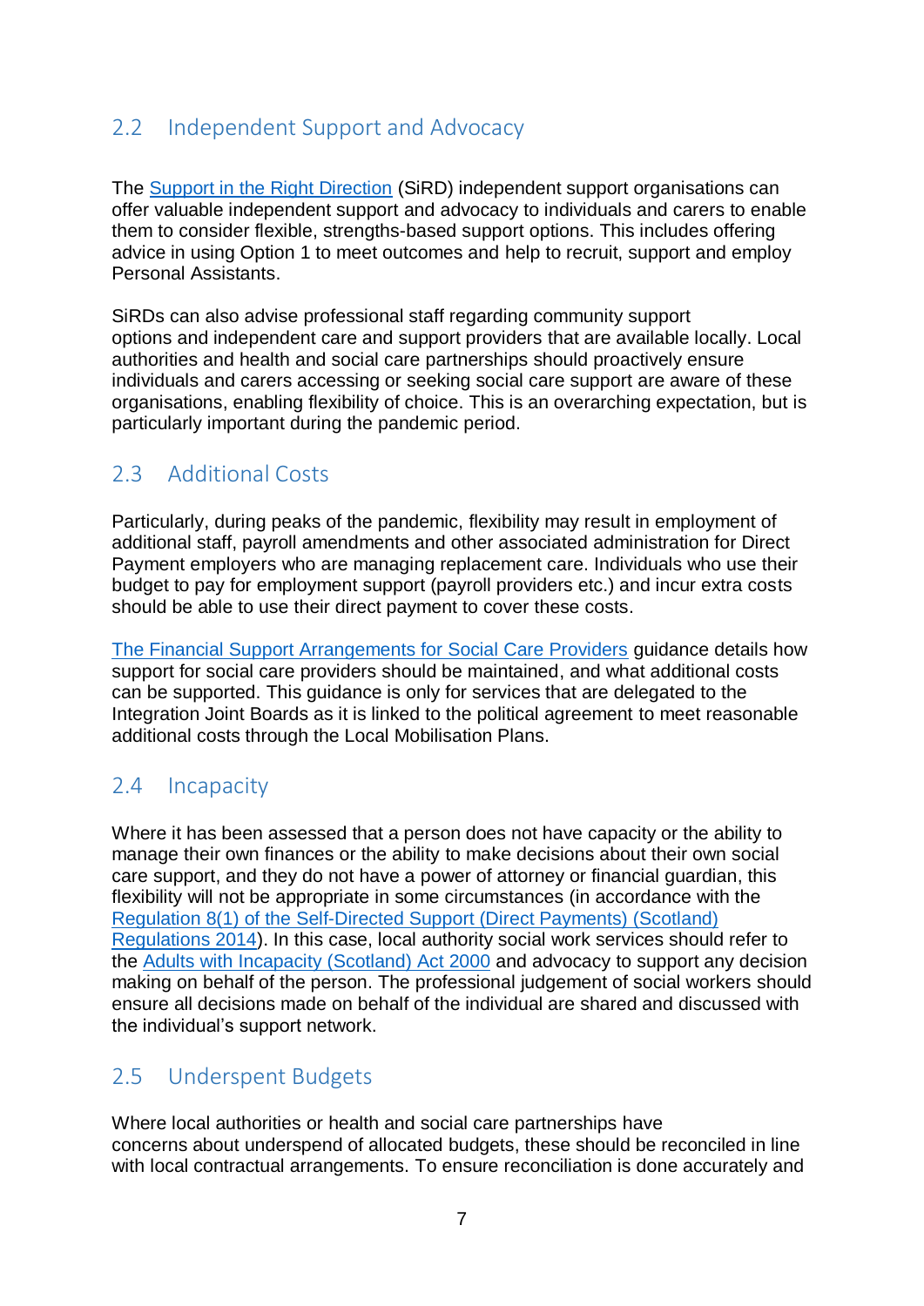## 2.2 Independent Support and Advocacy

The Support in the Right Direction (SiRD) independent support organisations can offer valuable independent support and advocacy to individuals and carers to enable them to consider flexible, strengths-based support options. This includes offering advice in using Option 1 to meet outcomes and help to recruit, support and employ Personal Assistants.

SiRDs can also advise professional staff regarding community support options and independent care and support providers that are available locally. Local authorities and health and social care partnerships should proactively ensure individuals and carers accessing or seeking social care support are aware of these organisations, enabling flexibility of choice. This is an overarching expectation, but is particularly important during the pandemic period.

## 2.3 Additional Costs

Particularly, during peaks of the pandemic, flexibility may result in employment of additional staff, payroll amendments and other associated administration for Direct Payment employers who are managing replacement care. Individuals who use their budget to pay for employment support (payroll providers etc.) and incur extra costs should be able to use their direct payment to cover these costs.

The Financial Support Arrangements for Social Care Providers guidance details how support for social care providers should be maintained, and what additional costs can be supported. This guidance is only for services that are delegated to the Integration Joint Boards as it is linked to the political agreement to meet reasonable additional costs through the Local Mobilisation Plans.

## 2.4 Incapacity

Where it has been assessed that a person does not have capacity or the ability to manage their own finances or the ability to make decisions about their own social care support, and they do not have a power of attorney or financial guardian, this flexibility will not be appropriate in some circumstances (in accordance with the Regulation 8(1) of the Self-Directed Support (Direct Payments) (Scotland) Regulations 2014). In this case, local authority social work services should refer to the Adults with Incapacity (Scotland) Act 2000 and advocacy to support any decision making on behalf of the person. The professional judgement of social workers should ensure all decisions made on behalf of the individual are shared and discussed with the individual's support network.

## 2.5 Underspent Budgets

Where local authorities or health and social care partnerships have concerns about underspend of allocated budgets, these should be reconciled in line with local contractual arrangements. To ensure reconciliation is done accurately and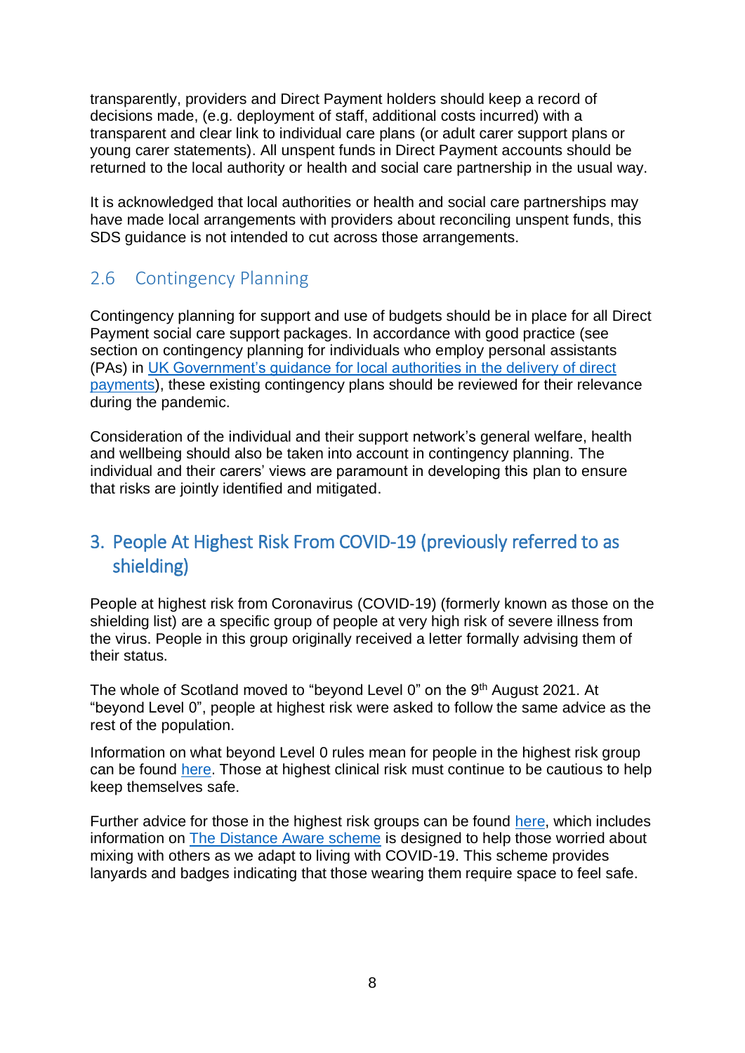transparently, providers and Direct Payment holders should keep a record of decisions made, (e.g. deployment of staff, additional costs incurred) with a transparent and clear link to individual care plans (or adult carer support plans or young carer statements). All unspent funds in Direct Payment accounts should be returned to the local authority or health and social care partnership in the usual way.

It is acknowledged that local authorities or health and social care partnerships may have made local arrangements with providers about reconciling unspent funds, this SDS guidance is not intended to cut across those arrangements.

### 2.6 Contingency Planning

Contingency planning for support and use of budgets should be in place for all Direct Payment social care support packages. In accordance with good practice (see section on contingency planning for individuals who employ personal assistants (PAs) in [UK Government's guidance for local authorities in the delivery of direct payments](#)), these existing contingency plans should be reviewed for their relevance during the pandemic.

Consideration of the individual and their support network's general welfare, health and wellbeing should also be taken into account in contingency planning. The individual and their carers' views are paramount in developing this plan to ensure that risks are jointly identified and mitigated.

## 3. People At Highest Risk From COVID-19 (previously referred to as shielding)

People at highest risk from Coronavirus (COVID-19) (formerly known as those on the shielding list) are a specific group of people at very high risk of severe illness from the virus. People in this group originally received a letter formally advising them of their status.

The whole of Scotland moved to "beyond Level 0" on the 9th August 2021. At "beyond Level 0", people at highest risk were asked to follow the same advice as the rest of the population.

Information on what beyond Level 0 rules mean for people in the highest risk group can be found [here](#). Those at highest clinical risk must continue to be cautious to help keep themselves safe.

Further advice for those in the highest risk groups can be found [here](#), which includes information on [The Distance Aware scheme](#) is designed to help those worried about mixing with others as we adapt to living with COVID-19. This scheme provides lanyards and badges indicating that those wearing them require space to feel safe.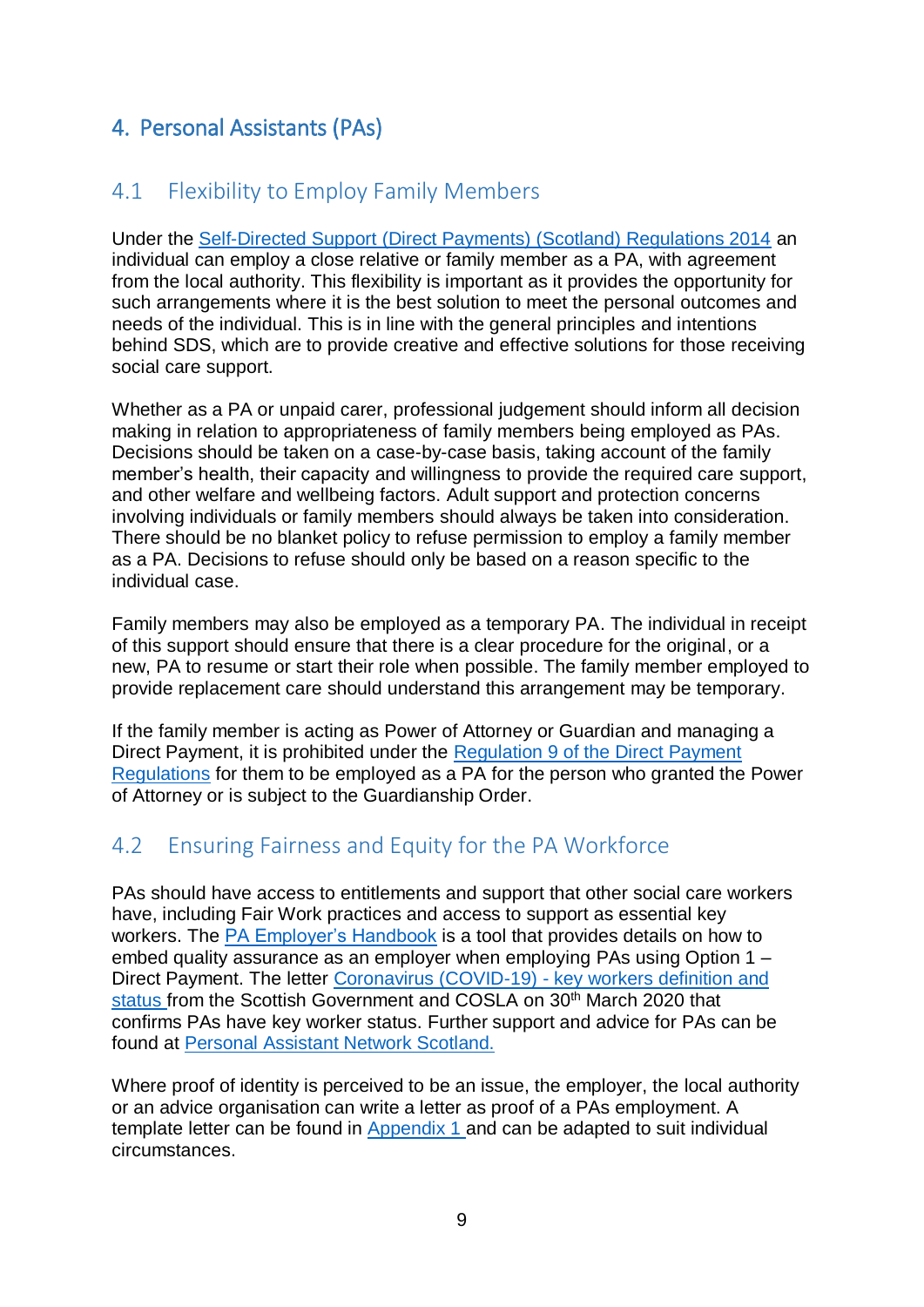# 4. Personal Assistants (PAs)

## 4.1 Flexibility to Employ Family Members

Under the Self-Directed Support (Direct Payments) (Scotland) Regulations 2014 an individual can employ a close relative or family member as a PA, with agreement from the local authority. This flexibility is important as it provides the opportunity for such arrangements where it is the best solution to meet the personal outcomes and needs of the individual. This is in line with the general principles and intentions behind SDS, which are to provide creative and effective solutions for those receiving social care support.

Whether as a PA or unpaid carer, professional judgement should inform all decision making in relation to appropriateness of family members being employed as PAs. Decisions should be taken on a case-by-case basis, taking account of the family member's health, their capacity and willingness to provide the required care support, and other welfare and wellbeing factors. Adult support and protection concerns involving individuals or family members should always be taken into consideration. There should be no blanket policy to refuse permission to employ a family member as a PA. Decisions to refuse should only be based on a reason specific to the individual case.

Family members may also be employed as a temporary PA. The individual in receipt of this support should ensure that there is a clear procedure for the original, or a new, PA to resume or start their role when possible. The family member employed to provide replacement care should understand this arrangement may be temporary.

If the family member is acting as Power of Attorney or Guardian and managing a Direct Payment, it is prohibited under the Regulation 9 of the Direct Payment Regulations for them to be employed as a PA for the person who granted the Power of Attorney or is subject to the Guardianship Order.

## 4.2 Ensuring Fairness and Equity for the PA Workforce

PAs should have access to entitlements and support that other social care workers have, including Fair Work practices and access to support as essential key workers. The PA Employer's Handbook is a tool that provides details on how to embed quality assurance as an employer when employing PAs using Option 1 – Direct Payment. The letter Coronavirus (COVID-19) - key workers definition and status from the Scottish Government and COSLA on 30th March 2020 that confirms PAs have key worker status. Further support and advice for PAs can be found at Personal Assistant Network Scotland.

Where proof of identity is perceived to be an issue, the employer, the local authority or an advice organisation can write a letter as proof of a PAs employment. A template letter can be found in Appendix 1 and can be adapted to suit individual circumstances.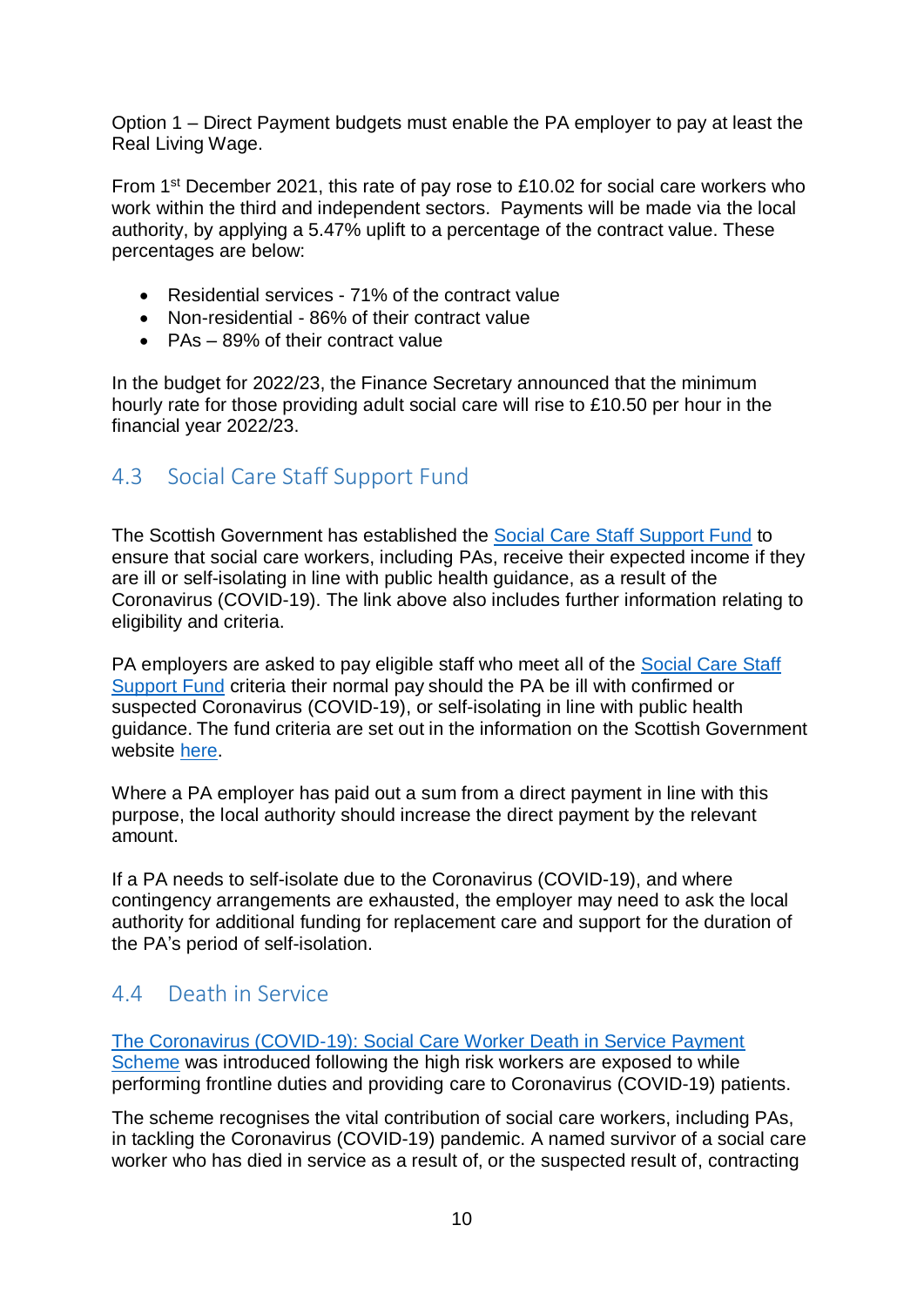Option 1 – Direct Payment budgets must enable the PA employer to pay at least the Real Living Wage.

From 1st December 2021, this rate of pay rose to £10.02 for social care workers who work within the third and independent sectors. Payments will be made via the local authority, by applying a 5.47% uplift to a percentage of the contract value. These percentages are below:

- Residential services - 71% of the contract value
- Non-residential - 86% of their contract value
- PAs – 89% of their contract value

In the budget for 2022/23, the Finance Secretary announced that the minimum hourly rate for those providing adult social care will rise to £10.50 per hour in the financial year 2022/23.

## 4.3 Social Care Staff Support Fund

The Scottish Government has established the Social Care Staff Support Fund to ensure that social care workers, including PAs, receive their expected income if they are ill or self-isolating in line with public health guidance, as a result of the Coronavirus (COVID-19). The link above also includes further information relating to eligibility and criteria.

PA employers are asked to pay eligible staff who meet all of the Social Care Staff Support Fund criteria their normal pay should the PA be ill with confirmed or suspected Coronavirus (COVID-19), or self-isolating in line with public health guidance. The fund criteria are set out in the information on the Scottish Government website here.

Where a PA employer has paid out a sum from a direct payment in line with this purpose, the local authority should increase the direct payment by the relevant amount.

If a PA needs to self-isolate due to the Coronavirus (COVID-19), and where contingency arrangements are exhausted, the employer may need to ask the local authority for additional funding for replacement care and support for the duration of the PA's period of self-isolation.

## 4.4 Death in Service

The Coronavirus (COVID-19): Social Care Worker Death in Service Payment Scheme was introduced following the high risk workers are exposed to while performing frontline duties and providing care to Coronavirus (COVID-19) patients.

The scheme recognises the vital contribution of social care workers, including PAs, in tackling the Coronavirus (COVID-19) pandemic. A named survivor of a social care worker who has died in service as a result of, or the suspected result of, contracting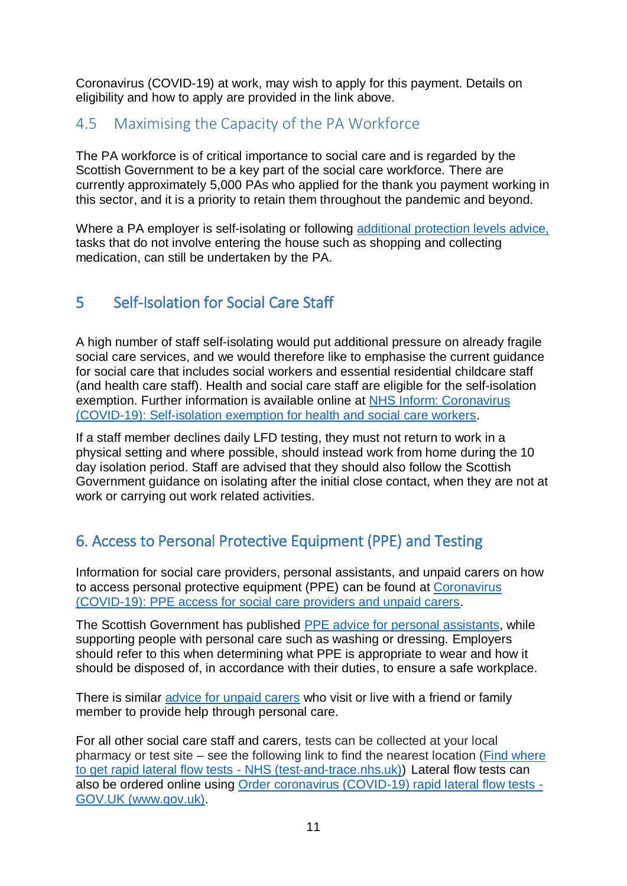Coronavirus (COVID-19) at work, may wish to apply for this payment. Details on eligibility and how to apply are provided in the link above.

### 4.5 Maximising the Capacity of the PA Workforce

The PA workforce is of critical importance to social care and is regarded by the Scottish Government to be a key part of the social care workforce. There are currently approximately 5,000 PAs who applied for the thank you payment working in this sector, and it is a priority to retain them throughout the pandemic and beyond.

Where a PA employer is self-isolating or following additional protection levels advice, tasks that do not involve entering the house such as shopping and collecting medication, can still be undertaken by the PA.

## 5 Self-Isolation for Social Care Staff

A high number of staff self-isolating would put additional pressure on already fragile social care services, and we would therefore like to emphasise the current guidance for social care that includes social workers and essential residential childcare staff (and health care staff). Health and social care staff are eligible for the self-isolation exemption. Further information is available online at NHS Inform: Coronavirus (COVID-19): Self-isolation exemption for health and social care workers.

If a staff member declines daily LFD testing, they must not return to work in a physical setting and where possible, should instead work from home during the 10 day isolation period. Staff are advised that they should also follow the Scottish Government guidance on isolating after the initial close contact, when they are not at work or carrying out work related activities.

## 6. Access to Personal Protective Equipment (PPE) and Testing

Information for social care providers, personal assistants, and unpaid carers on how to access personal protective equipment (PPE) can be found at Coronavirus (COVID-19): PPE access for social care providers and unpaid carers.

The Scottish Government has published PPE advice for personal assistants, while supporting people with personal care such as washing or dressing. Employers should refer to this when determining what PPE is appropriate to wear and how it should be disposed of, in accordance with their duties, to ensure a safe workplace.

There is similar advice for unpaid carers who visit or live with a friend or family member to provide help through personal care.

For all other social care staff and carers, tests can be collected at your local pharmacy or test site – see the following link to find the nearest location (Find where to get rapid lateral flow tests - NHS (test-and-trace.nhs.uk)) Lateral flow tests can also be ordered online using Order coronavirus (COVID-19) rapid lateral flow tests - GOV.UK (www.gov.uk).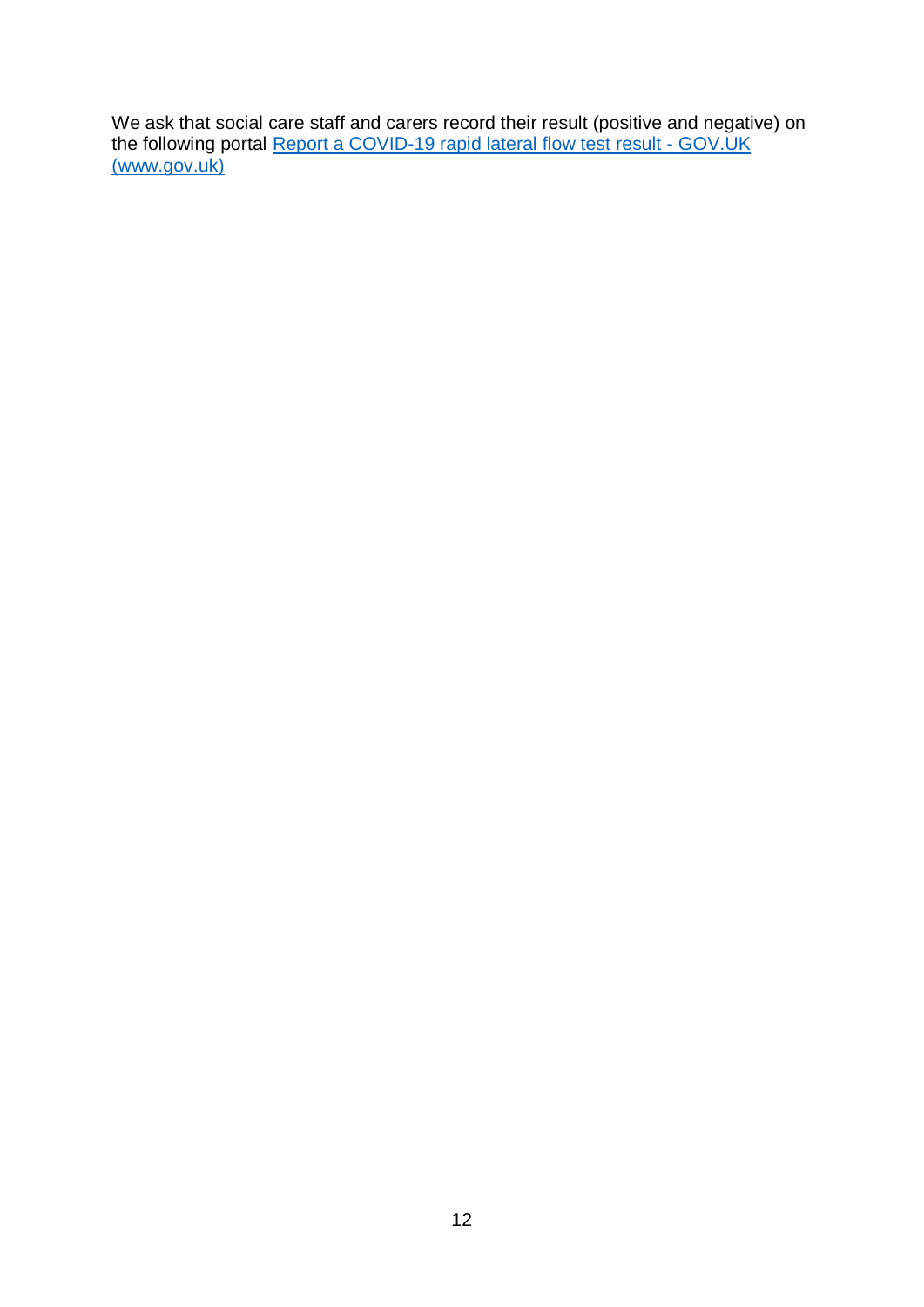We ask that social care staff and carers record their result (positive and negative) on the following portal [Report a COVID-19 rapid lateral flow test result - GOV.UK (www.gov.uk)]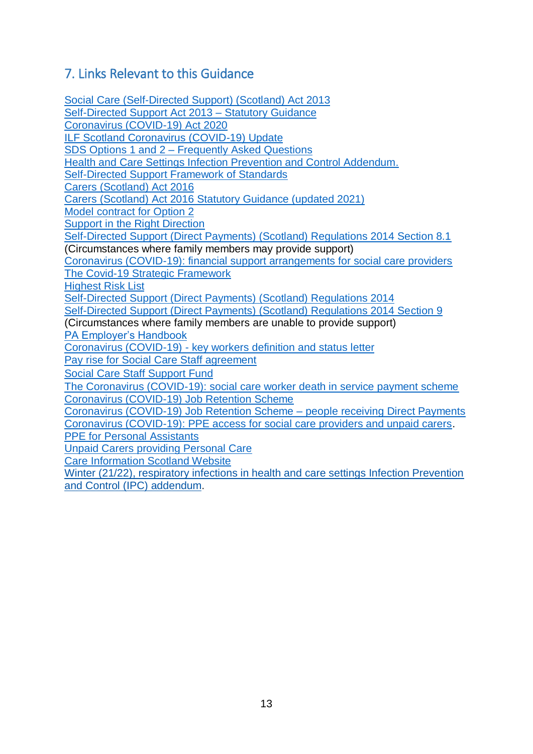## 7. Links Relevant to this Guidance

Social Care (Self-Directed Support) (Scotland) Act 2013
Self-Directed Support Act 2013 – Statutory Guidance
Coronavirus (COVID-19) Act 2020
ILF Scotland Coronavirus (COVID-19) Update
SDS Options 1 and 2 – Frequently Asked Questions
Health and Care Settings Infection Prevention and Control Addendum.
Self-Directed Support Framework of Standards
Carers (Scotland) Act 2016
Carers (Scotland) Act 2016 Statutory Guidance (updated 2021)
Model contract for Option 2
Support in the Right Direction
Self-Directed Support (Direct Payments) (Scotland) Regulations 2014 Section 8.1
(Circumstances where family members may provide support)
Coronavirus (COVID-19): financial support arrangements for social care providers
The Covid-19 Strategic Framework
Highest Risk List
Self-Directed Support (Direct Payments) (Scotland) Regulations 2014
Self-Directed Support (Direct Payments) (Scotland) Regulations 2014 Section 9
(Circumstances where family members are unable to provide support)
PA Employer's Handbook
Coronavirus (COVID-19) - key workers definition and status letter
Pay rise for Social Care Staff agreement
Social Care Staff Support Fund
The Coronavirus (COVID-19): social care worker death in service payment scheme
Coronavirus (COVID-19) Job Retention Scheme
Coronavirus (COVID-19) Job Retention Scheme – people receiving Direct Payments
Coronavirus (COVID-19): PPE access for social care providers and unpaid carers.
PPE for Personal Assistants
Unpaid Carers providing Personal Care
Care Information Scotland Website
Winter (21/22), respiratory infections in health and care settings Infection Prevention and Control (IPC) addendum.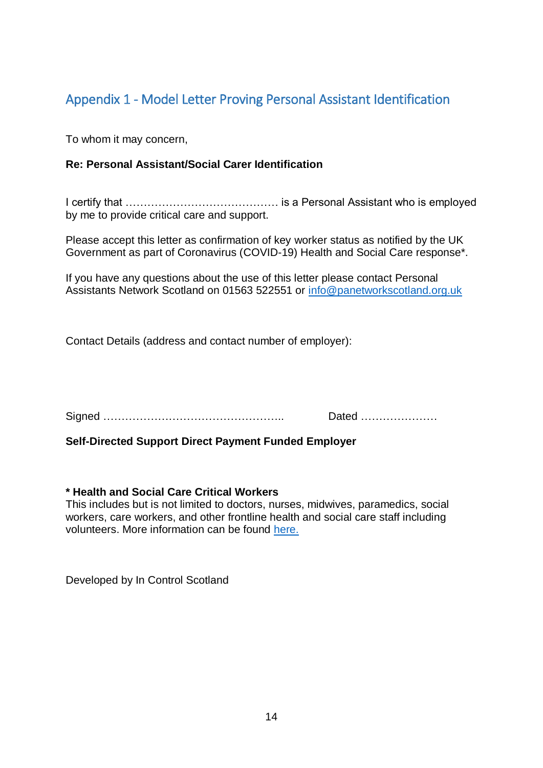## Appendix 1 - Model Letter Proving Personal Assistant Identification

To whom it may concern,

**Re: Personal Assistant/Social Carer Identification**

I certify that …………………………………… is a Personal Assistant who is employed by me to provide critical care and support.

Please accept this letter as confirmation of key worker status as notified by the UK Government as part of Coronavirus (COVID-19) Health and Social Care response*.

If you have any questions about the use of this letter please contact Personal Assistants Network Scotland on 01563 522551 or info@panetworkscotland.org.uk

Contact Details (address and contact number of employer):

Signed …………………………………………..     Dated …………………

**Self-Directed Support Direct Payment Funded Employer**

**\* Health and Social Care Critical Workers**
This includes but is not limited to doctors, nurses, midwives, paramedics, social workers, care workers, and other frontline health and social care staff including volunteers. More information can be found here.

Developed by In Control Scotland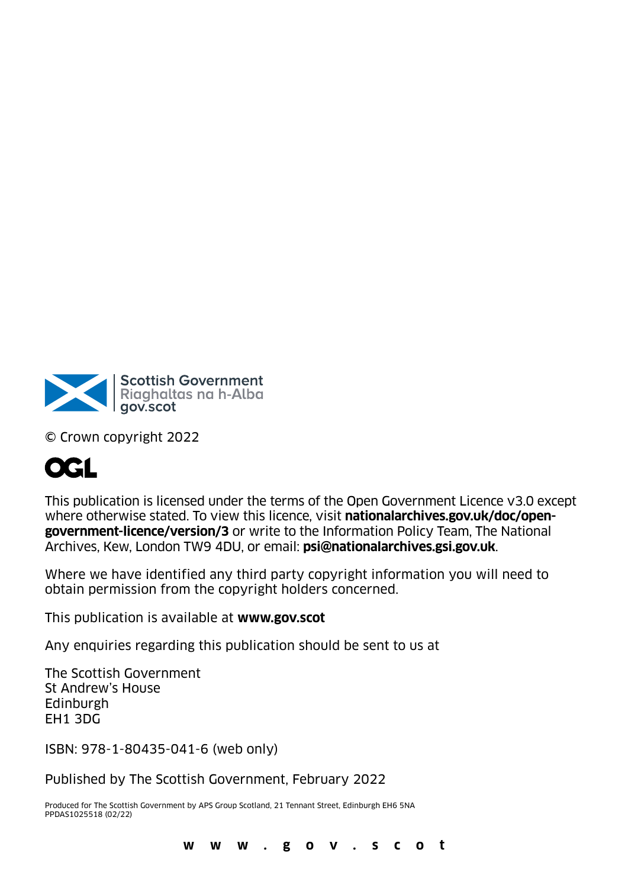Scottish Government
Riaghaltas na h-Alba
gov.scot

© Crown copyright 2022

OGL

This publication is licensed under the terms of the Open Government Licence v3.0 except where otherwise stated. To view this licence, visit **nationalarchives.gov.uk/doc/open-government-licence/version/3** or write to the Information Policy Team, The National Archives, Kew, London TW9 4DU, or email: **psi@nationalarchives.gsi.gov.uk**.

Where we have identified any third party copyright information you will need to obtain permission from the copyright holders concerned.

This publication is available at **www.gov.scot**

Any enquiries regarding this publication should be sent to us at

The Scottish Government
St Andrew's House
Edinburgh
EH1 3DG

ISBN: 978-1-80435-041-6 (web only)

Published by The Scottish Government, February 2022

Produced for The Scottish Government by APS Group Scotland, 21 Tennant Street, Edinburgh EH6 5NA
PPDAS1025518 (02/22)

**w w w . g o v . s c o t**